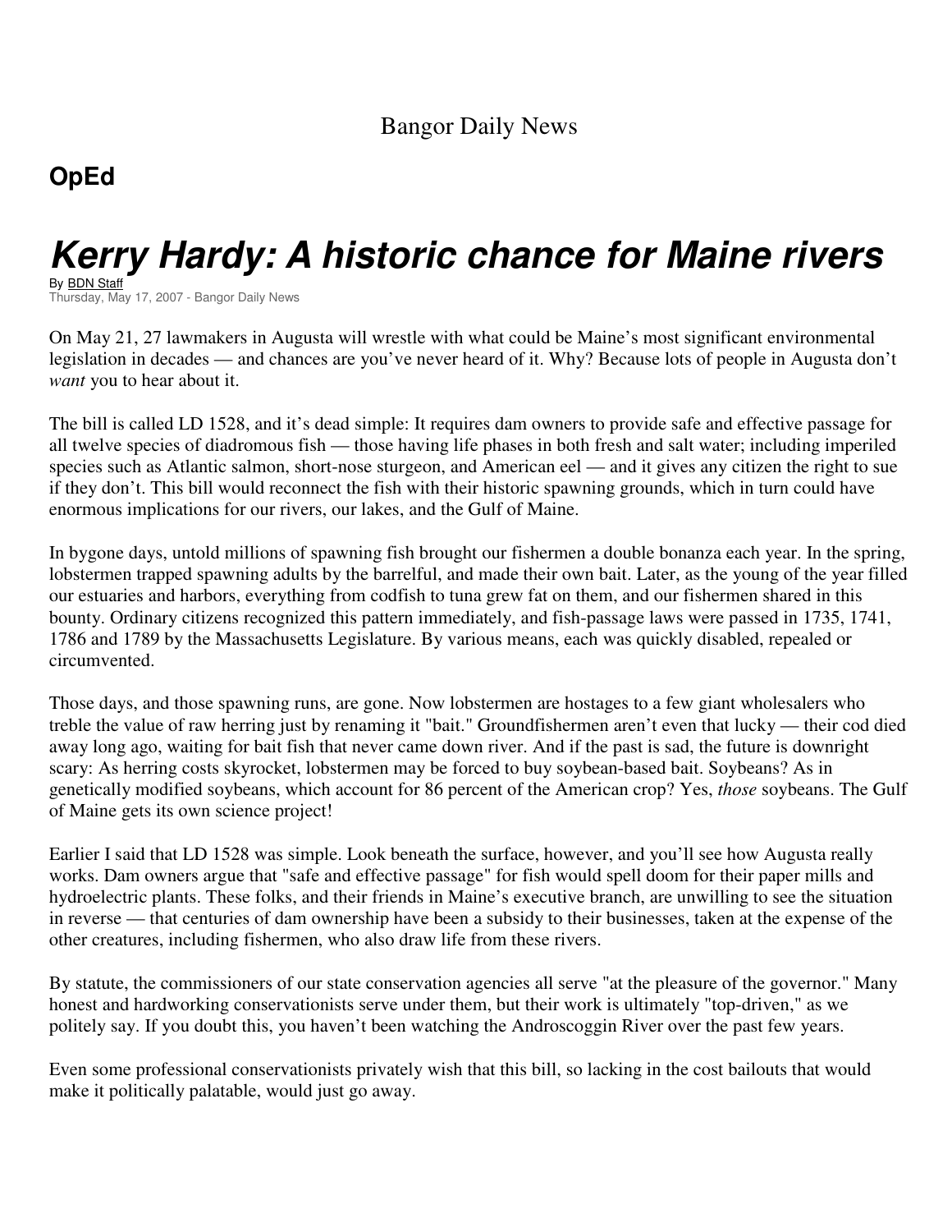Bangor Daily News

## OpEd

# *Kerry Hardy: A historic chance for Maine rivers*

By BDN Staff
Thursday, May 17, 2007 - Bangor Daily News

On May 21, 27 lawmakers in Augusta will wrestle with what could be Maine's most significant environmental legislation in decades — and chances are you've never heard of it. Why? Because lots of people in Augusta don't *want* you to hear about it.

The bill is called LD 1528, and it's dead simple: It requires dam owners to provide safe and effective passage for all twelve species of diadromous fish — those having life phases in both fresh and salt water; including imperiled species such as Atlantic salmon, short-nose sturgeon, and American eel — and it gives any citizen the right to sue if they don't. This bill would reconnect the fish with their historic spawning grounds, which in turn could have enormous implications for our rivers, our lakes, and the Gulf of Maine.

In bygone days, untold millions of spawning fish brought our fishermen a double bonanza each year. In the spring, lobstermen trapped spawning adults by the barrelful, and made their own bait. Later, as the young of the year filled our estuaries and harbors, everything from codfish to tuna grew fat on them, and our fishermen shared in this bounty. Ordinary citizens recognized this pattern immediately, and fish-passage laws were passed in 1735, 1741, 1786 and 1789 by the Massachusetts Legislature. By various means, each was quickly disabled, repealed or circumvented.

Those days, and those spawning runs, are gone. Now lobstermen are hostages to a few giant wholesalers who treble the value of raw herring just by renaming it "bait." Groundfishermen aren't even that lucky — their cod died away long ago, waiting for bait fish that never came down river. And if the past is sad, the future is downright scary: As herring costs skyrocket, lobstermen may be forced to buy soybean-based bait. Soybeans? As in genetically modified soybeans, which account for 86 percent of the American crop? Yes, *those* soybeans. The Gulf of Maine gets its own science project!

Earlier I said that LD 1528 was simple. Look beneath the surface, however, and you'll see how Augusta really works. Dam owners argue that "safe and effective passage" for fish would spell doom for their paper mills and hydroelectric plants. These folks, and their friends in Maine's executive branch, are unwilling to see the situation in reverse — that centuries of dam ownership have been a subsidy to their businesses, taken at the expense of the other creatures, including fishermen, who also draw life from these rivers.

By statute, the commissioners of our state conservation agencies all serve "at the pleasure of the governor." Many honest and hardworking conservationists serve under them, but their work is ultimately "top-driven," as we politely say. If you doubt this, you haven't been watching the Androscoggin River over the past few years.

Even some professional conservationists privately wish that this bill, so lacking in the cost bailouts that would make it politically palatable, would just go away.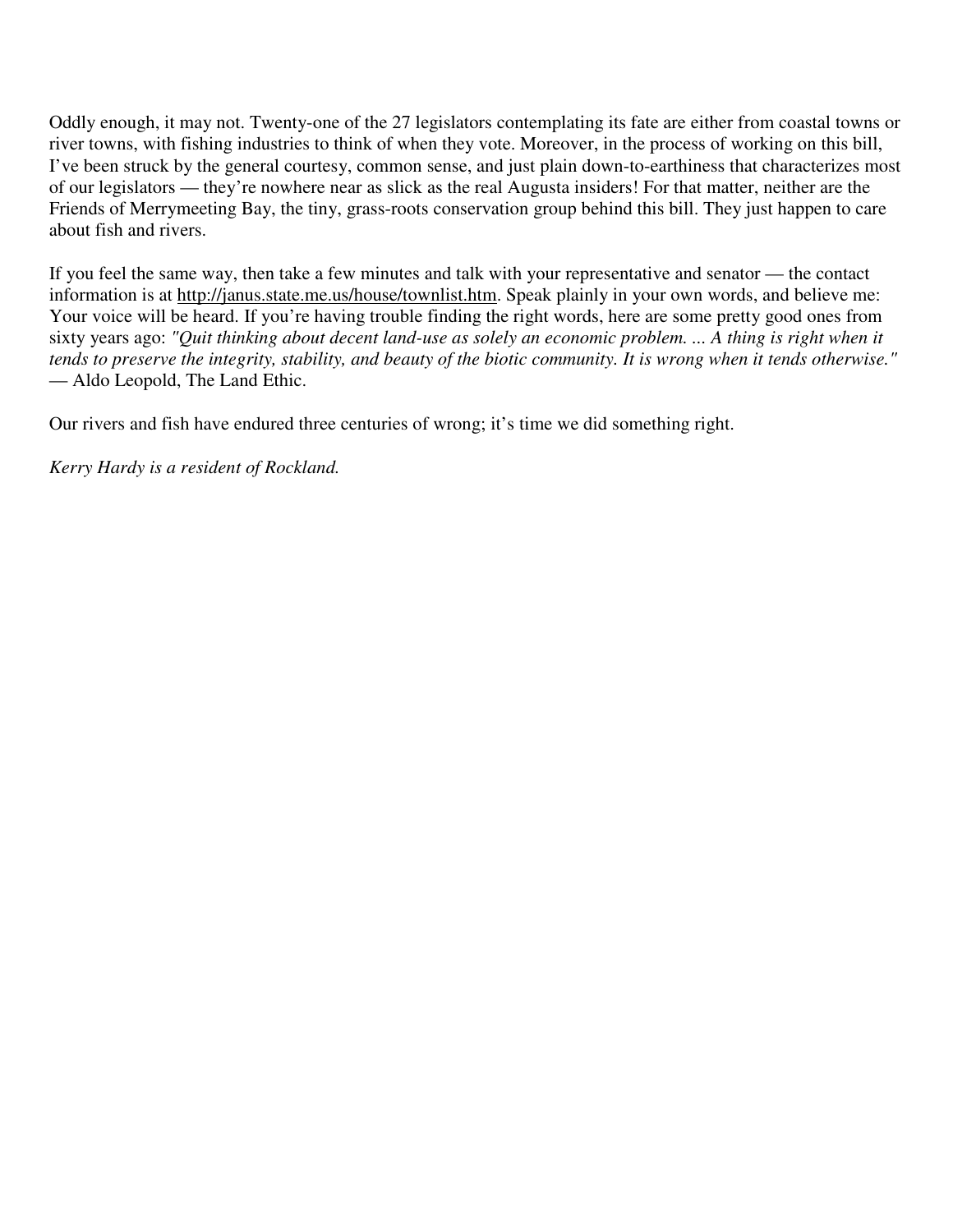Oddly enough, it may not. Twenty-one of the 27 legislators contemplating its fate are either from coastal towns or river towns, with fishing industries to think of when they vote. Moreover, in the process of working on this bill, I've been struck by the general courtesy, common sense, and just plain down-to-earthiness that characterizes most of our legislators — they're nowhere near as slick as the real Augusta insiders! For that matter, neither are the Friends of Merrymeeting Bay, the tiny, grass-roots conservation group behind this bill. They just happen to care about fish and rivers.

If you feel the same way, then take a few minutes and talk with your representative and senator — the contact information is at http://janus.state.me.us/house/townlist.htm. Speak plainly in your own words, and believe me: Your voice will be heard. If you're having trouble finding the right words, here are some pretty good ones from sixty years ago: *"Quit thinking about decent land-use as solely an economic problem. ... A thing is right when it tends to preserve the integrity, stability, and beauty of the biotic community. It is wrong when it tends otherwise."* — Aldo Leopold, The Land Ethic.

Our rivers and fish have endured three centuries of wrong; it's time we did something right.

*Kerry Hardy is a resident of Rockland.*